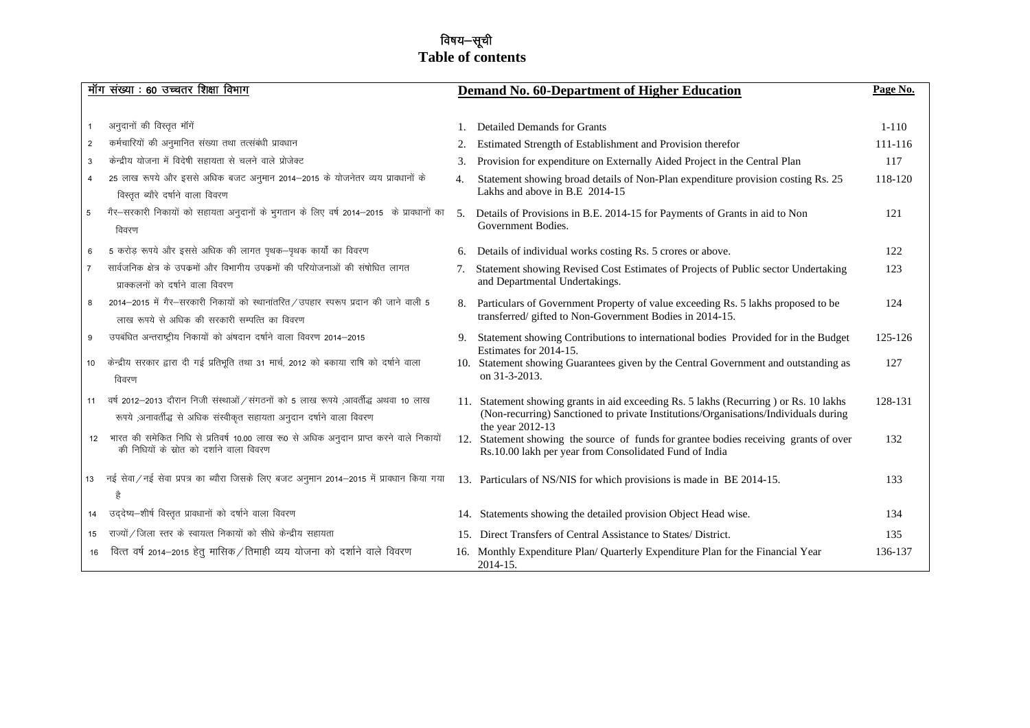# विषय–सूची
# Table of contents

| मॉग संख्या : 60 उच्चतर शिक्षा विभाग | | Demand No. 60-Department of Higher Education | Page No. |
|---|---|---|---|
| 1 | अनुदानों की विस्तृत मॉगें | 1. Detailed Demands for Grants | 1-110 |
| 2 | कर्मचारियों की अनुमानित संख्या तथा तत्संबंधी प्रावधान | 2. Estimated Strength of Establishment and Provision therefor | 111-116 |
| 3 | केन्द्रीय योजना में विदेशी सहायता से चलने वाले प्रोजेक्ट | 3. Provision for expenditure on Externally Aided Project in the Central Plan | 117 |
| 4 | 25 लाख रूपये और इससे अधिक बजट अनुमान 2014–2015 के योजनेतर व्यय प्रावधानों के विस्तृत ब्यौरे दर्शाने वाला विवरण | 4. Statement showing broad details of Non-Plan expenditure provision costing Rs. 25 Lakhs and above in B.E 2014-15 | 118-120 |
| 5 | गैर–सरकारी निकायों को सहायता अनुदानों के भुगतान के लिए वर्ष 2014–2015 के प्रावधानों का विवरण | 5. Details of Provisions in B.E. 2014-15 for Payments of Grants in aid to Non Government Bodies. | 121 |
| 6 | 5 करोड़ रूपये और इससे अधिक की लागत पृथक–पृथक कार्यों का विवरण | 6. Details of individual works costing Rs. 5 crores or above. | 122 |
| 7 | सार्वजनिक क्षेत्र के उपक्रमों और विभागीय उपक्रमों की परियोजनाओं की संषोधित लागत प्राक्कलनों को दर्षाने वाला विवरण | 7. Statement showing Revised Cost Estimates of Projects of Public sector Undertaking and Departmental Undertakings. | 123 |
| 8 | 2014–2015 में गैर–सरकारी निकायों को स्थानांतरित/उपहार स्वरूप प्रदान की जाने वाली 5 लाख रूपये से अधिक की सरकारी सम्पत्ति का विवरण | 8. Particulars of Government Property of value exceeding Rs. 5 lakhs proposed to be transferred/ gifted to Non-Government Bodies in 2014-15. | 124 |
| 9 | उपबंधित अन्तराष्ट्रीय निकायों को अंषदान दर्षाने वाला विवरण 2014–2015 | 9. Statement showing Contributions to international bodies Provided for in the Budget Estimates for 2014-15. | 125-126 |
| 10 | केन्द्रीय सरकार द्वारा दी गई प्रतिभूति तथा 31 मार्च, 2012 को बकाया राषि को दर्षाने वाला विवरण | 10. Statement showing Guarantees given by the Central Government and outstanding as on 31-3-2013. | 127 |
| 11 | वर्ष 2012–2013 दौरान निजी संस्थाओं/संगठनों को 5 लाख रूपये ;आवर्तीद्ध अथवा 10 लाख रूपये ;अनावर्तीद्ध से अधिक संस्वीकृत सहायता अनुदान दर्षाने वाला विवरण | 11. Statement showing grants in aid exceeding Rs. 5 lakhs (Recurring ) or Rs. 10 lakhs (Non-recurring) Sanctioned to private Institutions/Organisations/Individuals during the year 2012-13 | 128-131 |
| 12 | भारत की समेकित निधि से प्रतिवर्ष 10.00 लाख रू0 से अधिक अनुदान प्राप्त करने वाले निकायों की निधियों के स्रोत को दर्शाने वाला विवरण | 12. Statement showing the source of funds for grantee bodies receiving grants of over Rs.10.00 lakh per year from Consolidated Fund of India | 132 |
| 13 | नई सेवा/नई सेवा प्रपत्र का ब्यौरा जिसके लिए बजट अनुमान 2014–2015 में प्रावधान किया गया है | 13. Particulars of NS/NIS for which provisions is made in BE 2014-15. | 133 |
| 14 | उद्देष्य–शीर्ष विस्तृत प्रावधानों को दर्षाने वाला विवरण | 14. Statements showing the detailed provision Object Head wise. | 134 |
| 15 | राज्यों/जिला स्तर के स्वायत्त निकायों को सीधे केन्द्रीय सहायता | 15. Direct Transfers of Central Assistance to States/ District. | 135 |
| 16 | वित्त वर्ष 2014–2015 हेतु मासिक/तिमाही व्यय योजना को दर्शाने वाले विवरण | 16. Monthly Expenditure Plan/ Quarterly Expenditure Plan for the Financial Year 2014-15. | 136-137 |